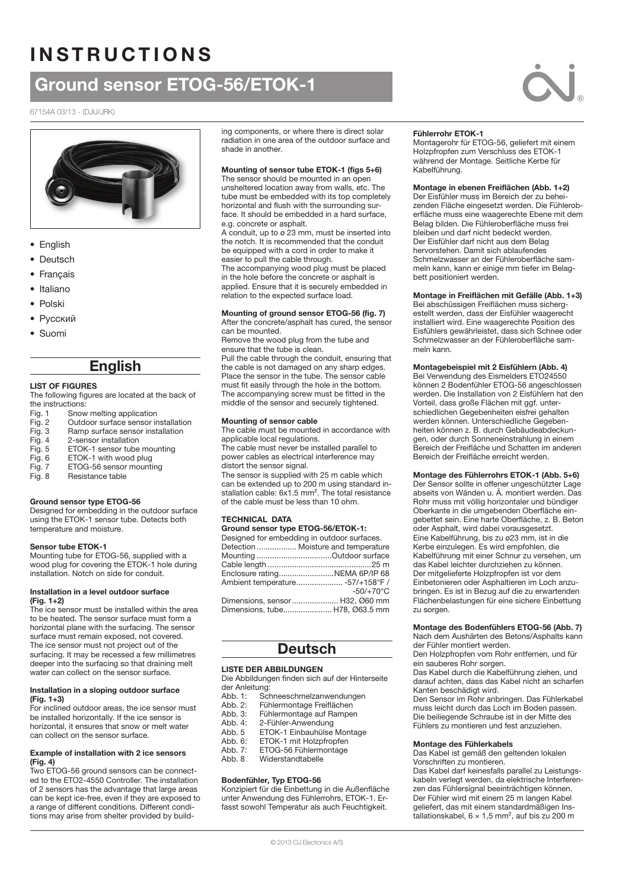# INSTRUCTIONS

## Ground sensor ETOG-56/ETOK-1

67154A 03/13 - (DJU/JRK)

- English
- Deutsch
- Français
- Italiano
- Polski
- Русский
- Suomi

## English

### LIST OF FIGURES

The following figures are located at the back of the instructions:

| | |
|---|---|
| Fig. 1 | Snow melting application |
| Fig. 2 | Outdoor surface sensor installation |
| Fig. 3 | Ramp surface sensor installation |
| Fig. 4 | 2-sensor installation |
| Fig. 5 | ETOK-1 sensor tube mounting |
| Fig. 6 | ETOK-1 with wood plug |
| Fig. 7 | ETOG-56 sensor mounting |
| Fig. 8 | Resistance table |

#### Ground sensor type ETOG-56

Designed for embedding in the outdoor surface using the ETOK-1 sensor tube. Detects both temperature and moisture.

#### Sensor tube ETOK-1

Mounting tube for ETOG-56, supplied with a wood plug for covering the ETOK-1 hole during installation. Notch on side for conduit.

#### Installation in a level outdoor surface (Fig. 1+2)

The ice sensor must be installed within the area to be heated. The sensor surface must form a horizontal plane with the surfacing. The sensor surface must remain exposed, not covered. The ice sensor must not project out of the surfacing. It may be recessed a few millimetres deeper into the surfacing so that draining melt water can collect on the sensor surface.

#### Installation in a sloping outdoor surface (Fig. 1+3)

For inclined outdoor areas, the ice sensor must be installed horizontally. If the ice sensor is horizontal, it ensures that snow or melt water can collect on the sensor surface.

#### Example of installation with 2 ice sensors (Fig. 4)

Two ETOG-56 ground sensors can be connected to the ETO2-4550 Controller. The installation of 2 sensors has the advantage that large areas can be kept ice-free, even if they are exposed to a range of different conditions. Different conditions may arise from shelter provided by building components, or where there is direct solar radiation in one area of the outdoor surface and shade in another.

#### Mounting of sensor tube ETOK-1 (figs 5+6)

The sensor should be mounted in an open unsheltered location away from walls, etc. The tube must be embedded with its top completely horizontal and flush with the surrounding surface. It should be embedded in a hard surface, e.g. concrete or asphalt.

A conduit, up to ø 23 mm, must be inserted into the notch. It is recommended that the conduit be equipped with a cord in order to make it easier to pull the cable through.

The accompanying wood plug must be placed in the hole before the concrete or asphalt is applied. Ensure that it is securely embedded in relation to the expected surface load.

#### Mounting of ground sensor ETOG-56 (fig. 7)

After the concrete/asphalt has cured, the sensor can be mounted.

Remove the wood plug from the tube and ensure that the tube is clean.

Pull the cable through the conduit, ensuring that the cable is not damaged on any sharp edges. Place the sensor in the tube. The sensor cable must fit easily through the hole in the bottom. The accompanying screw must be fitted in the middle of the sensor and securely tightened.

#### Mounting of sensor cable

The cable must be mounted in accordance with applicable local regulations.

The cable must never be installed parallel to power cables as electrical interference may distort the sensor signal.

The sensor is supplied with 25 m cable which can be extended up to 200 m using standard installation cable: 6x1.5 mm². The total resistance of the cable must be less than 10 ohm.

### TECHNICAL DATA

#### Ground sensor type ETOG-56/ETOK-1:

Designed for embedding in outdoor surfaces.

| | |
|---|---|
| Detection | Moisture and temperature |
| Mounting | Outdoor surface |
| Cable length | 25 m |
| Enclosure rating | NEMA 6P/IP 68 |
| Ambient temperature | -57/+158°F / -50/+70°C |
| Dimensions, sensor | H32, Ø60 mm |
| Dimensions, tube | H78, Ø63.5 mm |

## Deutsch

### LISTE DER ABBILDUNGEN

Die Abbildungen finden sich auf der Hinterseite der Anleitung:

| | |
|---|---|
| Abb. 1: | Schneeschmelzanwendungen |
| Abb. 2: | Fühlermontage Freiflächen |
| Abb. 3: | Fühlermontage auf Rampen |
| Abb. 4: | 2-Fühler-Anwendung |
| Abb. 5 | ETOK-1 Einbauhülse Montage |
| Abb. 6: | ETOK-1 mit Holzpfropfen |
| Abb. 7: | ETOG-56 Fühlermontage |
| Abb. 8 | Widerstandtabelle |

#### Bodenfühler, Typ ETOG-56

Konzipiert für die Einbettung in die Außenfläche unter Anwendung des Fühlerrohrs, ETOK-1. Erfasst sowohl Temperatur als auch Feuchtigkeit.

#### Fühlerrohr ETOK-1

Montagerohr für ETOG-56, geliefert mit einem Holzpfropfen zum Verschluss des ETOK-1 während der Montage. Seitliche Kerbe für Kabelführung.

#### Montage in ebenen Freiflächen (Abb. 1+2)

Der Eisfühler muss im Bereich der zu beheizenden Fläche eingesetzt werden. Die Fühleroberfläche muss eine waagerechte Ebene mit dem Belag bilden. Die Fühleroberfläche muss frei bleiben und darf nicht bedeckt werden. Der Eisfühler darf nicht aus dem Belag hervorstehen. Damit sich ablaufendes Schmelzwasser an der Fühleroberfläche sammeln kann, kann er einige mm tiefer im Belagbett positioniert werden.

#### Montage in Freiflächen mit Gefälle (Abb. 1+3)

Bei abschüssigen Freiflächen muss sichergestellt werden, dass der Eisfühler waagerecht installiert wird. Eine waagerechte Position des Eisfühlers gewährleistet, dass sich Schnee oder Schmelzwasser an der Fühleroberfläche sammeln kann.

#### Montagebeispiel mit 2 Eisfühlern (Abb. 4)

Bei Verwendung des Eismelders ETO24550 können 2 Bodenfühler ETOG-56 angeschlossen werden. Die Installation von 2 Eisfühlern hat den Vorteil, dass große Flächen mit ggf. unterschiedlichen Gegebenheiten eisfrei gehalten werden können. Unterschiedliche Gegebenheiten können z. B. durch Gebäudeabdeckungen, oder durch Sonneneinstrahlung in einem Bereich der Freifläche und Schatten im anderen Bereich der Freifläche erreicht werden.

#### Montage des Fühlerrohrs ETOK-1 (Abb. 5+6)

Der Sensor sollte in offener ungeschützter Lage abseits von Wänden u. Ä. montiert werden. Das Rohr muss mit völlig horizontaler und bündiger Oberkante in die umgebenden Oberfläche eingebettet sein. Eine harte Oberfläche, z. B. Beton oder Asphalt, wird dabei vorausgesetzt.

Eine Kabelführung, bis zu ø23 mm, ist in die Kerbe einzulegen. Es wird empfohlen, die Kabelführung mit einer Schnur zu versehen, um das Kabel leichter durchziehen zu können.

Der mitgelieferte Holzpfropfen ist vor dem Einbetonieren oder Asphaltieren im Loch anzubringen. Es ist in Bezug auf die zu erwartenden Flächenbelastungen für eine sichere Einbettung zu sorgen.

#### Montage des Bodenfühlers ETOG-56 (Abb. 7)

Nach dem Aushärten des Betons/Asphalts kann der Fühler montiert werden.

Den Holzpfropfen vom Rohr entfernen, und für ein sauberes Rohr sorgen.

Das Kabel durch die Kabelführung ziehen, und darauf achten, dass das Kabel nicht an scharfen Kanten beschädigt wird.

Den Sensor im Rohr anbringen. Das Fühlerkabel muss leicht durch das Loch im Boden passen. Die beiliegende Schraube ist in der Mitte des Fühlers zu montieren und fest anzuziehen.

#### Montage des Fühlerkabels

Das Kabel ist gemäß den geltenden lokalen Vorschriften zu montieren.

Das Kabel darf keinesfalls parallel zu Leistungskabeln verlegt werden, da elektrische Interferenzen das Fühlersignal beeinträchtigen können.

Der Fühler wird mit einem 25 m langen Kabel geliefert, das mit einem standardmäßigen Installationskabel, 6 × 1,5 mm², auf bis zu 200 m

© 2013 OJ Electronics A/S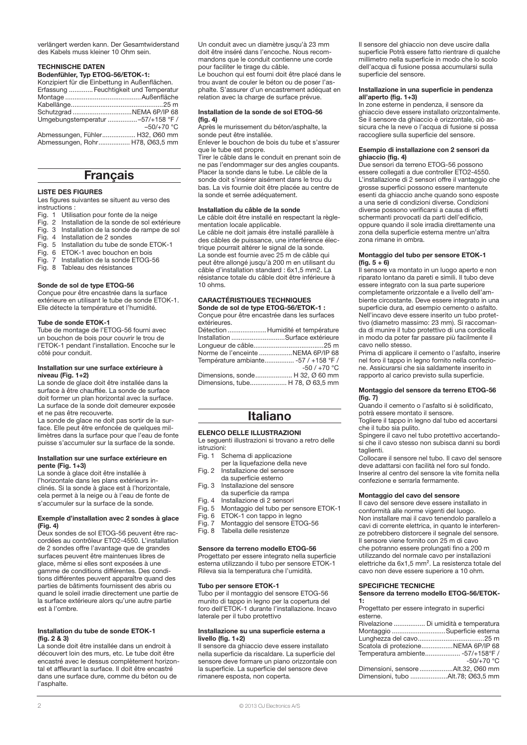verlängert werden kann. Der Gesamtwiderstand des Kabels muss kleiner 10 Ohm sein.

**TECHNISCHE DATEN**
**Bodenfühler, Typ ETOG-56/ETOK-1:**
Konzipiert für die Einbettung in Außenflächen.
Erfassung ............. Feuchtigkeit und Temperatur
Montage .........................................Außenfläche
Kabellänge..................................................25 m
Schutzgrad ................................NEMA 6P/IP 68
Umgebungstemperatur ................–57/+158 °F / –50/+70 °C
Abmessungen, Fühler.................. H32, Ø60 mm
Abmessungen, Rohr................. H78, Ø63,5 mm

# Français

**LISTE DES FIGURES**
Les figures suivantes se situent au verso des instructions :
- Fig. 1 Utilisation pour fonte de la neige
- Fig. 2 Installation de la sonde de sol extérieure
- Fig. 3 Installation de la sonde de rampe de sol
- Fig. 4 Installation de 2 sondes
- Fig. 5 Installation du tube de sonde ETOK-1
- Fig. 6 ETOK-1 avec bouchon en bois
- Fig. 7 Installation de la sonde ETOG-56
- Fig. 8 Tableau des résistances

**Sonde de sol de type ETOG-56**
Conçue pour être encastrée dans la surface extérieure en utilisant le tube de sonde ETOK-1. Elle détecte la température et l'humidité.

**Tube de sonde ETOK-1**
Tube de montage de l'ETOG-56 fourni avec un bouchon de bois pour couvrir le trou de l'ETOK-1 pendant l'installation. Encoche sur le côté pour conduit.

**Installation sur une surface extérieure à niveau (Fig. 1+2)**
La sonde de glace doit être installée dans la surface à être chauffée. La sonde de surface doit former un plan horizontal avec la surface. La surface de la sonde doit demeurer exposée et ne pas être recouverte.
La sonde de glace ne doit pas sortir de la surface. Elle peut être enfoncée de quelques millimètres dans la surface pour que l'eau de fonte puisse s'accumuler sur la surface de la sonde.

**Installation sur une surface extérieure en pente (Fig. 1+3)**
La sonde à glace doit être installée à l'horizontale dans les plans extérieurs inclinés. Si la sonde à glace est à l'horizontale, cela permet à la neige ou à l'eau de fonte de s'accumuler sur la surface de la sonde.

**Exemple d'installation avec 2 sondes à glace (Fig. 4)**
Deux sondes de sol ETOG-56 peuvent être raccordées au contrôleur ETO2-4550. L'installation de 2 sondes offre l'avantage que de grandes surfaces peuvent être maintenues libres de glace, même si elles sont exposées à une gamme de conditions différentes. Des conditions différentes peuvent apparaître quand des parties de bâtiments fournissent des abris ou quand le soleil irradie directement une partie de la surface extérieure alors qu'une autre partie est à l'ombre.

**Installation du tube de sonde ETOK-1 (fig. 2 & 3)**
La sonde doit être installée dans un endroit à découvert loin des murs, etc. Le tube doit être encastré avec le dessus complètement horizontal et affleurant la surface. Il doit être encastré dans une surface dure, comme du béton ou de l'asphalte.
Un conduit avec un diamètre jusqu'à 23 mm doit être inséré dans l'encoche. Nous recommandons que le conduit contienne une corde pour faciliter le tirage du câble.
Le bouchon qui est fourni doit être placé dans le trou avant de couler le béton ou de poser l'asphalte. S'assurer d'un encastrement adéquat en relation avec la charge de surface prévue.

**Installation de la sonde de sol ETOG-56 (fig. 4)**
Après le murissement du béton/asphalte, la sonde peut être installée.
Enlever le bouchon de bois du tube et s'assurer que le tube est propre.
Tirer le câble dans le conduit en prenant soin de ne pas l'endommager sur des angles coupants. Placer la sonde dans le tube. Le câble de la sonde doit s'insérer aisément dans le trou du bas. La vis fournie doit être placée au centre de la sonde et serrée adéquatement.

**Installation du câble de la sonde**
Le câble doit être installé en respectant la règlementation locale applicable.
Le câble ne doit jamais être installé parallèle à des câbles de puissance, une interférence électrique pourrait altérer le signal de la sonde.
La sonde est fournie avec 25 m de câble qui peut être allongé jusqu'à 200 m en utilisant du câble d'installation standard : 6x1,5 mm2. La résistance totale du câble doit être inférieure à 10 ohms.

**CARACTÉRISTIQUES TECHNIQUES**
**Sonde de sol de type ETOG-56/ETOK-1 :**
Conçue pour être encastrée dans les surfaces extérieures.
Détection .....................Humidité et température
Installation .............................Surface extérieure
Longueur de câble......................................25 m
Norme de l'enceinte ..................NEMA 6P/IP 68
Température ambiante................ -57 / +158 °F / -50 / +70 °C
Dimensions, sonde.................... H 32, Ø 60 mm
Dimensions, tube.................... H 78, Ø 63,5 mm

# Italiano

**ELENCO DELLE ILLUSTRAZIONI**
Le seguenti illustrazioni si trovano a retro delle istruzioni:
- Fig. 1 Schema di applicazione per la liquefazione della neve
- Fig. 2 Installazione del sensore da superficie esterno
- Fig. 3 Installazione del sensore da superficie da rampa
- Fig. 4 Installazione di 2 sensori
- Fig. 5 Montaggio del tubo per sensore ETOK-1
- Fig. 6 ETOK-1 con tappo in legno
- Fig. 7 Montaggio del sensore ETOG-56
- Fig. 8 Tabella delle resistenze

**Sensore da terreno modello ETOG-56**
Progettato per essere integrato nella superficie esterna utilizzando il tubo per sensore ETOK-1 Rileva sia la temperatura che l'umidità.

**Tubo per sensore ETOK-1**
Tubo per il montaggio del sensore ETOG-56 munito di tappo in legno per la copertura del foro dell'ETOK-1 durante l'installazione. Incavo laterale per il tubo protettivo

**Installazione su una superficie esterna a livello (fig. 1+2)**
Il sensore da ghiaccio deve essere installato nella superficie da riscaldare. La superficie del sensore deve formare un piano orizzontale con la superficie. La superficie del sensore deve rimanere esposta, non coperta.
Il sensore del ghiaccio non deve uscire dalla superficie Potrà essere fatto rientrare di qualche millimetro nella superficie in modo che lo scolo dell'acqua di fusione possa accumularsi sulla superficie del sensore.

**Installazione in una superficie in pendenza all'aperto (fig. 1+3)**
In zone esterne in pendenza, il sensore da ghiaccio deve essere installato orizzontalmente. Se il sensore da ghiaccio è orizzontale, ciò assicura che la neve o l'acqua di fusione si possa raccogliere sulla superficie del sensore.

**Esempio di installazione con 2 sensori da ghiaccio (fig. 4)**
Due sensori da terreno ETOG-56 possono essere collegati a due controller ETO2-4550. L'installazione di 2 sensori offre il vantaggio che grosse superfici possono essere mantenute esenti da ghiaccio anche quando sono esposte a una serie di condizioni diverse. Condizioni diverse possono verificarsi a causa di effetti schermanti provocati da parti dell'edificio, oppure quando il sole irradia direttamente una zona della superficie esterna mentre un'altra zona rimane in ombra.

**Montaggio del tubo per sensore ETOK-1 (fig. 5 + 6)**
Il sensore va montato in un luogo aperto e non riparato lontano da pareti e simili. Il tubo deve essere integrato con la sua parte superiore completamente orizzontale e a livello dell'ambiente circostante. Deve essere integrato in una superficie dura, ad esempio cemento o asfalto. Nell'incavo deve essere inserito un tubo protettivo (diametro massimo: 23 mm). Si raccomanda di munire il tubo protettivo di una cordicella in modo da poter far passare più facilmente il cavo nello stesso.
Prima di applicare il cemento o l'asfalto, inserire nel foro il tappo in legno fornito nella confezione. Assicurarsi che sia saldamente inserito in rapporto al carico previsto sulla superficie.

**Montaggio del sensore da terreno ETOG-56 (fig. 7)**
Quando il cemento o l'asfalto si è solidificato, potrà essere montato il sensore.
Togliere il tappo in legno dal tubo ed accertarsi che il tubo sia pulito.
Spingere il cavo nel tubo protettivo accertandosi che il cavo stesso non subisca danni su bordi taglienti.
Collocare il sensore nel tubo. Il cavo del sensore deve adattarsi con facilità nel foro sul fondo. Inserire al centro del sensore la vite fornita nella confezione e serrarla fermamente.

**Montaggio del cavo del sensore**
Il cavo del sensore deve essere installato in conformità alle norme vigenti del luogo.
Non installare mai il cavo tenendolo parallelo a cavi di corrente elettrica, in quanto le interferenze potrebbero distorcere il segnale del sensore.
Il sensore viene fornito con 25 m di cavo che potranno essere prolungati fino a 200 m utilizzando del normale cavo per installazioni elettriche da 6x1,5 mm². La resistenza totale del cavo non deve essere superiore a 10 ohm.

**SPECIFICHE TECNICHE**
**Sensore da terreno modello ETOG-56/ETOK-1:**
Progettato per essere integrato in superfici esterne.
Rivelazione ................. Di umidità e temperatura
Montaggio .............................Superficie esterna
Lunghezza del cavo....................................25 m
Scatola di protezione.................NEMA 6P/IP 68
Temperatura ambiente................... -57/+158°F / -50/+70 °C
Dimensioni, sensore ..................Alt.32, Ø60 mm
Dimensioni, tubo ....................Alt.78; Ø63,5 mm

© 2013 OJ Electronics A/S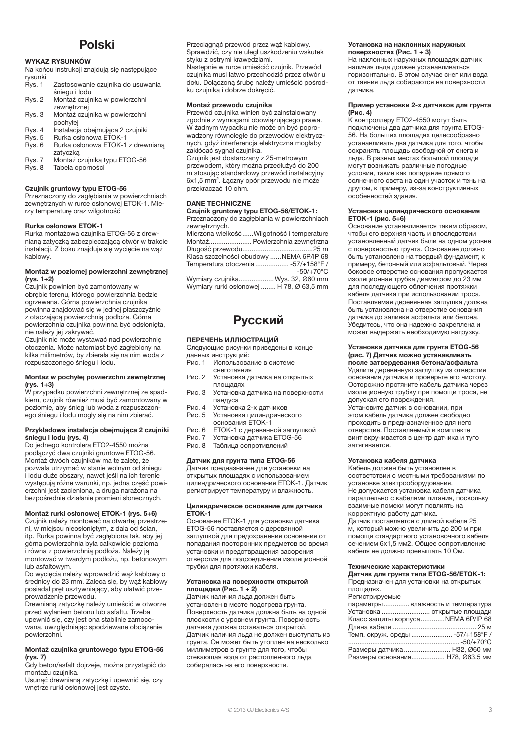# Polski

**WYKAZ RYSUNKÓW**

Na końcu instrukcji znajdują się następujące rysunki

- Rys. 1 Zastosowanie czujnika do usuwania śniegu i lodu
- Rys. 2 Montaż czujnika w powierzchni zewnętrznej
- Rys. 3 Montaż czujnika w powierzchni pochyłej
- Rys. 4 Instalacja obejmująca 2 czujniki
- Rys. 5 Rurka osłonowa ETOK-1
- Rys. 6 Rurka osłonowa ETOK-1 z drewnianą zatyczką
- Rys. 7 Montaż czujnika typu ETOG-56
- Rys. 8 Tabela oporności

**Czujnik gruntowy typu ETOG-56**

Przeznaczony do zagłębiania w powierzchniach zewnętrznych w rurce osłonowej ETOK-1. Mierzy temperaturę oraz wilgotność

**Rurka osłonowa ETOK-1**

Rurka montażowa czujnika ETOG-56 z drewnianą zatyczką zabezpieczającą otwór w trakcie instalacji. Z boku znajduje się wycięcie na wąż kablowy.

**Montaż w poziomej powierzchni zewnętrznej (rys. 1+2)**

Czujnik powinien być zamontowany w obrębie terenu, którego powierzchnia będzie ogrzewana. Górna powierzchnia czujnika powinna znajdować się w jednej płaszczyźnie z otaczającą powierzchnią podłoża. Górna powierzchnia czujnika powinna być odsłonięta, nie należy jej zakrywać.

Czujnik nie może wystawać nad powierzchnię otoczenia. Może natomiast być zagłębiony na kilka milimetrów, by zbierała się na nim woda z rozpuszczonego śniegu i lodu.

**Montaż w pochyłej powierzchni zewnętrznej (rys. 1+3)**

W przypadku powierzchni zewnętrznej ze spadkiem, czujnik również musi być zamontowany w poziomie, aby śnieg lub woda z rozpuszczonego śniegu i lodu mogły się na nim zbierać.

**Przykładowa instalacja obejmująca 2 czujniki śniegu i lodu (rys. 4)**

Do jednego kontrolera ETO2-4550 można podłączyć dwa czujniki gruntowe ETOG-56. Montaż dwóch czujników ma tę zaletę, że pozwala utrzymać w stanie wolnym od śniegu i lodu duże obszary, nawet jeśli na ich terenie występują różne warunki, np. jedna część powierzchni jest zacieniona, a druga narażona na bezpośrednie działanie promieni słonecznych.

**Montaż rurki osłonowej ETOK-1 (rys. 5+6)**

Czujnik należy montować na otwartej przestrzeni, w miejscu nieosłoniętym, z dala od ścian, itp. Rurka powinna być zagłębiona tak, aby jej górna powierzchnia była całkowicie pozioma i równa z powierzchnią podłoża. Należy ją montować w twardym podłożu, np. betonowym lub asfaltowym.

Do wycięcia należy wprowadzić wąż kablowy o średnicy do 23 mm. Zaleca się, by wąż kablowy posiadał pręt uszytywniający, aby ułatwić przeprowadzenie przewodu.

Drewnianą zatyczkę należy umieścić w otworze przed wylaniem betonu lub asfaltu. Trzeba upewnić się, czy jest ona stabilnie zamocowana, uwzględniając spodziewane obciążenie powierzchni.

**Montaż czujnika gruntowego typu ETOG-56 (rys. 7)**

Gdy beton/asfalt dojrzeje, można przystąpić do montażu czujnika.

Usunąć drewnianą zatyczkę i upewnić się, czy wnętrze rurki osłonowej jest czyste.

Przeciągnąć przewód przez wąż kablowy. Sprawdzić, czy nie uległ uszkodzeniu wskutek styku z ostrymi krawędziami.

Następnie w rurce umieścić czujnik. Przewód czujnika musi łatwo przechodzić przez otwór u dołu. Dołączoną śrubę należy umieścić pośrodku czujnika i dobrze dokręcić.

**Montaż przewodu czujnika**

Przewód czujnika winien być zainstalowany zgodnie z wymogami obowiązującego prawa. W żadnym wypadku nie może on być poprowadzony równolegle do przewodów elektrycznych, gdyż interferencja elektryczna mogłaby zakłócać sygnał czujnika.

Czujnik jest dostarczany z 25-metrowym przewodem, który można przedłużyć do 200 m stosując standardowy przewód instalacyjny 6x1,5 mm². Łączny opór przewodu nie może przekraczać 10 ohm.

**DANE TECHNICZNE**

**Czujnik gruntowy typu ETOG-56/ETOK-1:**

Przeznaczony do zagłębiania w powierzchniach zewnętrznych.

Mierzona wielkość......Wilgotność i temperaturę
Montaż...................... Powierzchnia zewnętrzna
Długość przewodu.....................................25 m
Klasa szczelności obudowy ......NEMA 6P/IP 68
Temperatura otoczenia .................. -57/+158°F / -50/+70°C
Wymiary czujnika................... Wys. 32, Ø60 mm
Wymiary rurki osłonowej ........ H 78, Ø 63,5 mm

# Русский

**ПЕРЕЧЕНЬ ИЛЛЮСТРАЦИЙ**

Следующие рисунки приведены в конце данных инструкций:

- Рис. 1 Использование в системе снеготаяния
- Рис. 2 Установка датчика на открытых площадях
- Рис. 3 Установка датчика на поверхности пандуса
- Рис. 4 Установка 2-х датчиков
- Рис. 5 Установка цилиндрического основания ETOK-1
- Рис. 6 ETOK-1 с деревянной заглушкой
- Рис. 7 Установка датчика ETOG-56
- Рис. 8 Таблица сопротивлений

**Датчик для грунта типа ETOG-56**

Датчик предназначен для установки на открытых площадях с использованием цилиндрического основания ETOK-1. Датчик регистрирует температуру и влажность.

**Цилиндрическое основание для датчика ETOK-1**

Основание ETOK-1 для установки датчика ETOG-56 поставляется с деревянной заглушкой для предохранения основания от попадания посторонних предметов во время установки и предотвращения засорения отверстия для подсоединения изоляционной трубки для протяжки кабеля.

**Установка на поверхности открытой площадки (Рис. 1 + 2)**

Датчик наличия льда должен быть установлен в месте подогрева грунта. Поверхность датчика должна быть на одной плоскости с уровнем грунта. Поверхность датчика должна оставаться открытой.

Датчик наличия льда не должен выступать из грунта. Он может быть утоплен на несколько миллиметров в грунте для того, чтобы стекающая вода от растопленного льда собиралась на его поверхности.

**Установка на наклонных наружных поверхностях (Рис. 1 + 3)**

На наклонных наружных площадях датчик наличия льда должен устанавливаться горизонтально. В этом случае снег или вода от таяния льда собираются на поверхности датчика.

**Пример установки 2-х датчиков для грунта (Рис. 4)**

К контроллеру ETO2-4550 могут быть подключены два датчика для грунта ETOG-56. На больших площадях целесообразно устанавливать два датчика для того, чтобы сохранять площадь свободной от снега и льда. В разных местах большой площади могут возникать различные погодные условия, такие как попадание прямого солнечного света на один участок и тень на другом, к примеру, из-за конструктивных особенностей здания.

**Установка цилиндрического основания ETOK-1 (рис. 5+6)**

Основание устанавливается таким образом, чтобы его верхняя часть и впоследствии установленный датчик были на одном уровне с поверхностью грунта. Основание должно быть установлено на твердый фундамент, к примеру, бетонный или асфальтовый. Через боковое отверстие основания пропускается изоляционная трубка диаметром до 23 мм для последующего облегчения протяжки кабеля датчика при использовании троса. Поставляемая деревянная заглушка должна быть установлена на отверстие основания датчика до заливки асфальта или бетона. Убедитесь, что она надежно закреплена и может выдержать необходимую нагрузку.

**Установка датчика для грунта ETOG-56 (рис. 7) Датчик можно устанавливать после затвердевания бетона/асфальта**

Удалите деревянную заглушку из отверстия основания датчика и проверьте его чистоту. Осторожно протяните кабель датчика через изоляционную трубку при помощи троса, не допуская его повреждения.

Установите датчик в основании, при этом кабель датчика должен свободно проходить в предназначенное для него отверстие. Поставляемый в комплекте винт вкручивается в центр датчика и туго затягивается.

**Установка кабеля датчика**

Кабель должен быть установлен в соответствии с местными требованиями по установке электрооборудования.

Не допускается установка кабеля датчика параллельно с кабелями питания, поскольку взаимные помехи могут повлиять на корректную работу датчика.

Датчик поставляется с длиной кабеля 25 м, который можно увеличить до 200 м при помощи стандартного установочного кабеля сечением 6x1,5 мм2. Общее сопротивление кабеля не должно превышать 10 Ом.

**Технические характеристики**

**Датчик для грунта типа ETOG-56/ETOK-1:**

Предназначен для установки на открытых площадях.

Регистрируемые параметры.............. влажность и температура
Установка .......................... открытые площади
Класс защиты корпуса.............NEMA 6P/IP 68
Длина кабеля ............................................ 25 м
Темп. окруж. среды ...................... -57/+158°F / ...........................................................-50/+70°C
Размеры датчика ......................... H32, Ø60 мм
Размеры основания.................. H78, Ø63,5 мм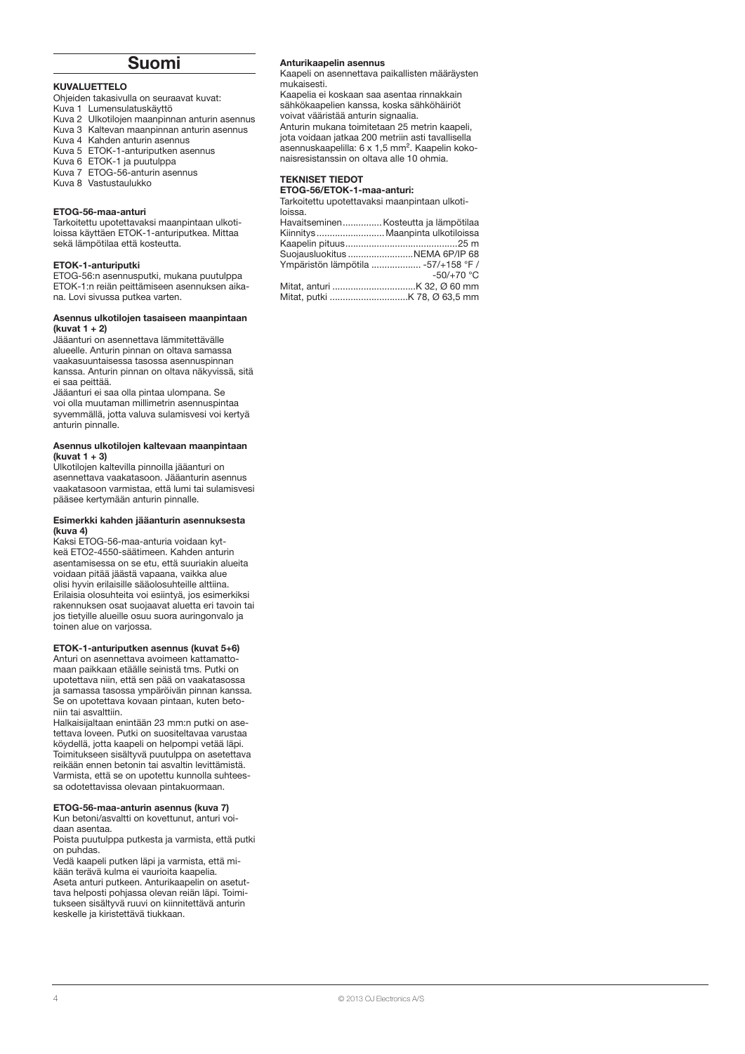# Suomi

**KUVALUETTELO**

Ohjeiden takasivulla on seuraavat kuvat:
Kuva 1 Lumensulatuskäyttö
Kuva 2 Ulkotilojen maanpinnan anturin asennus
Kuva 3 Kaltevan maanpinnan anturin asennus
Kuva 4 Kahden anturin asennus
Kuva 5 ETOK-1-anturiputken asennus
Kuva 6 ETOK-1 ja puutulppa
Kuva 7 ETOG-56-anturin asennus
Kuva 8 Vastustaulukko

**ETOG-56-maa-anturi**

Tarkoitettu upotettavaksi maanpintaan ulkotiloissa käyttäen ETOK-1-anturiputkea. Mittaa sekä lämpötilaa että kosteutta.

**ETOK-1-anturiputki**

ETOG-56:n asennusputki, mukana puutulppa ETOK-1:n reiän peittämiseen asennuksen aikana. Lovi sivussa putkea varten.

**Asennus ulkotilojen tasaiseen maanpintaan (kuvat 1 + 2)**

Jääanturi on asennettava lämmitettävälle alueelle. Anturin pinnan on oltava samassa vaakasuuntaisessa tasossa asennuspinnan kanssa. Anturin pinnan on oltava näkyvissä, sitä ei saa peittää.

Jääanturi ei saa olla pintaa ulompana. Se voi olla muutaman millimetrin asennuspintaa syvemmällä, jotta valuva sulamisvesi voi kertyä anturin pinnalle.

**Asennus ulkotilojen kaltevaan maanpintaan (kuvat 1 + 3)**

Ulkotilojen kaltevilla pinnoilla jääanturi on asennettava vaakatasoon. Jääanturin asennus vaakatasoon varmistaa, että lumi tai sulamisvesi pääsee kertymään anturin pinnalle.

**Esimerkki kahden jääanturin asennuksesta (kuva 4)**

Kaksi ETOG-56-maa-anturia voidaan kytkeä ETO2-4550-säätimeen. Kahden anturin asentamisessa on se etu, että suuriakin alueita voidaan pitää jäästä vapaana, vaikka alue olisi hyvin erilaisille sääolosuhteille alttiina. Erilaisia olosuhteita voi esiintyä, jos esimerkiksi rakennuksen osat suojaavat aluetta eri tavoin tai jos tietyille alueille osuu suora auringonvalo ja toinen alue on varjossa.

**ETOK-1-anturiputken asennus (kuvat 5+6)**

Anturi on asennettava avoimeen kattamattomaan paikkaan etäälle seinistä tms. Putki on upotettava niin, että sen pää on vaakatasossa ja samassa tasossa ympäröivän pinnan kanssa. Se on upotettava kovaan pintaan, kuten betoniin tai asvalttiin.

Halkaisijaltaan enintään 23 mm:n putki on asetettava loveen. Putki on suositeltavaa varustaa köydellä, jotta kaapeli on helpompi vetää läpi. Toimitukseen sisältyvä puutulppa on asetettava reikään ennen betonin tai asvaltin levittämistä. Varmista, että se on upotettu kunnolla suhteessa odotettavissa olevaan pintakuormaan.

**ETOG-56-maa-anturin asennus (kuva 7)**

Kun betoni/asvaltti on kovettunut, anturi voidaan asentaa.

Poista puutulppa putkesta ja varmista, että putki on puhdas.

Vedä kaapeli putken läpi ja varmista, että mikään terävä kulma ei vaurioita kaapelia.

Aseta anturi putkeen. Anturikaapelin on asetuttava helposti pohjassa olevan reiän läpi. Toimitukseen sisältyvä ruuvi on kiinnitettävä anturin keskelle ja kiristettävä tiukkaan.

**Anturikaapelin asennus**

Kaapeli on asennettava paikallisten määräysten mukaisesti.

Kaapelia ei koskaan saa asentaa rinnakkain sähkökaapelien kanssa, koska sähköhäiriöt voivat vääristää anturin signaalia.

Anturin mukana toimitetaan 25 metrin kaapeli, jota voidaan jatkaa 200 metriin asti tavallisella asennuskaapelilla: 6 x 1,5 mm². Kaapelin kokonaisresistanssin on oltava alle 10 ohmia.

**TEKNISET TIEDOT**

**ETOG-56/ETOK-1-maa-anturi:**

Tarkoitettu upotettavaksi maanpintaan ulkotiloissa.

Havaitseminen............... Kosteutta ja lämpötilaa
Kiinnitys.......................... Maanpinta ulkotiloissa
Kaapelin pituus.......................................... 25 m
Suojausluokitus ......................... NEMA 6P/IP 68
Ympäristön lämpötila .................. -57/+158 °F / -50/+70 °C
Mitat, anturi ............................... K 32, Ø 60 mm
Mitat, putki ............................. K 78, Ø 63,5 mm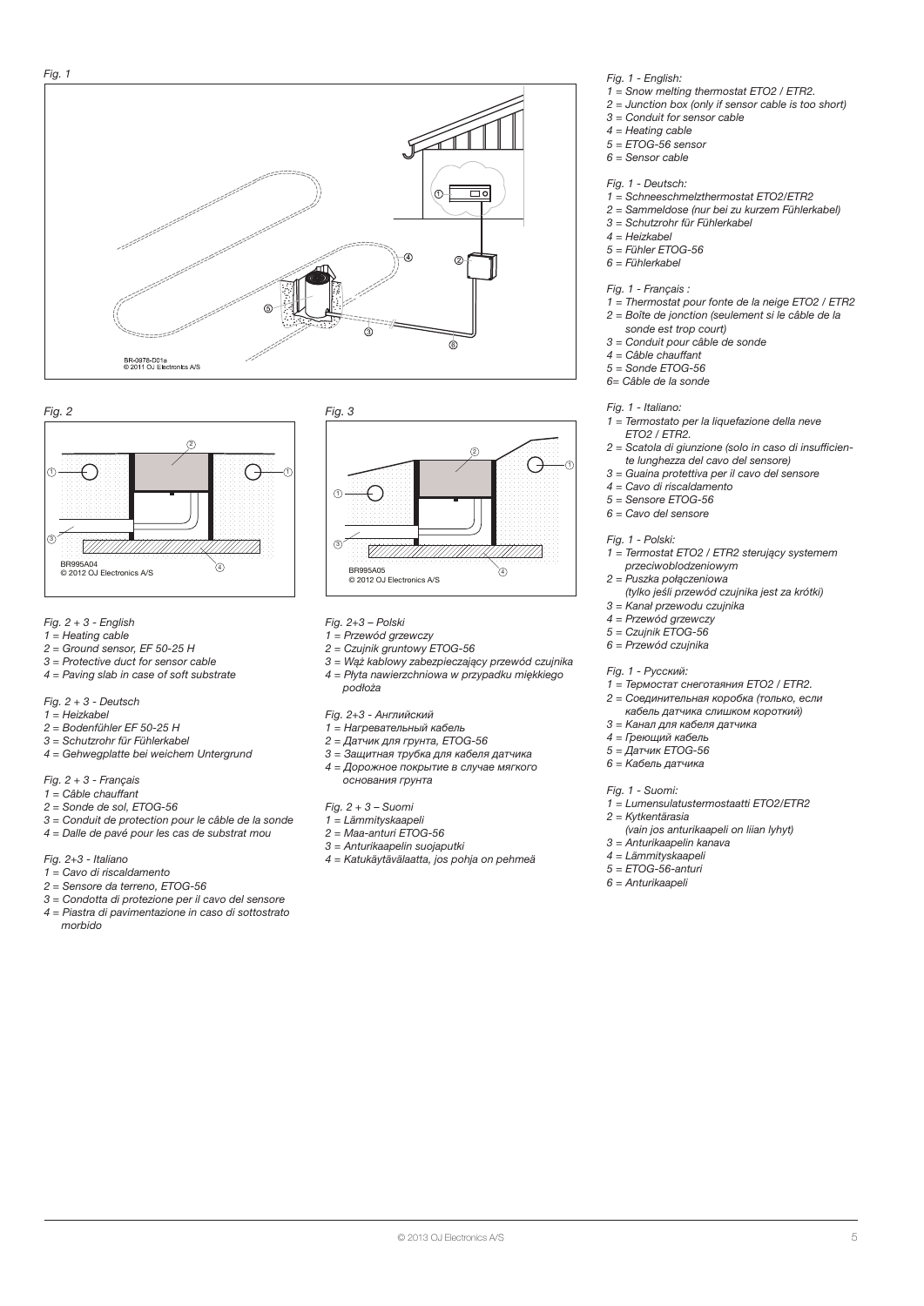*Fig. 1*

*Fig. 2*

*Fig. 3*

*Fig. 2 + 3 - English*
1 = Heating cable
2 = Ground sensor, EF 50-25 H
3 = Protective duct for sensor cable
4 = Paving slab in case of soft substrate

*Fig. 2 + 3 - Deutsch*
1 = Heizkabel
2 = Bodenfühler EF 50-25 H
3 = Schutzrohr für Fühlerkabel
4 = Gehwegplatte bei weichem Untergrund

*Fig. 2 + 3 - Français*
1 = Câble chauffant
2 = Sonde de sol, ETOG-56
3 = Conduit de protection pour le câble de la sonde
4 = Dalle de pavé pour les cas de substrat mou

*Fig. 2+3 - Italiano*
1 = Cavo di riscaldamento
2 = Sensore da terreno, ETOG-56
3 = Condotta di protezione per il cavo del sensore
4 = Piastra di pavimentazione in caso di sottostrato morbido

*Fig. 2+3 – Polski*
1 = Przewód grzewczy
2 = Czujnik gruntowy ETOG-56
3 = Wąż kablowy zabezpieczający przewód czujnika
4 = Płyta nawierzchniowa w przypadku miękkiego podłoża

*Fig. 2+3 - Английский*
1 = Нагревательный кабель
2 = Датчик для грунта, ETOG-56
3 = Защитная трубка для кабеля датчика
4 = Дорожное покрытие в случае мягкого основания грунта

*Fig. 2 + 3 – Suomi*
1 = Lämmityskaapeli
2 = Maa-anturi ETOG-56
3 = Anturikaapelin suojaputki
4 = Katukäytävälaatta, jos pohja on pehmeä

*Fig. 1 - English:*
1 = Snow melting thermostat ETO2 / ETR2.
2 = Junction box (only if sensor cable is too short)
3 = Conduit for sensor cable
4 = Heating cable
5 = ETOG-56 sensor
6 = Sensor cable

*Fig. 1 - Deutsch:*
1 = Schneeschmelzthermostat ETO2/ETR2
2 = Sammeldose (nur bei zu kurzem Fühlerkabel)
3 = Schutzrohr für Fühlerkabel
4 = Heizkabel
5 = Fühler ETOG-56
6 = Fühlerkabel

*Fig. 1 - Français :*
1 = Thermostat pour fonte de la neige ETO2 / ETR2
2 = Boîte de jonction (seulement si le câble de la sonde est trop court)
3 = Conduit pour câble de sonde
4 = Câble chauffant
5 = Sonde ETOG-56
6= Câble de la sonde

*Fig. 1 - Italiano:*
1 = Termostato per la liquefazione della neve ETO2 / ETR2.
2 = Scatola di giunzione (solo in caso di insufficiente lunghezza del cavo del sensore)
3 = Guaina protettiva per il cavo del sensore
4 = Cavo di riscaldamento
5 = Sensore ETOG-56
6 = Cavo del sensore

*Fig. 1 - Polski:*
1 = Termostat ETO2 / ETR2 sterujący systemem przeciwoblodzeniowym
2 = Puszka połączeniowa (tylko jeśli przewód czujnika jest za krótki)
3 = Kanał przewodu czujnika
4 = Przewód grzewczy
5 = Czujnik ETOG-56
6 = Przewód czujnika

*Fig. 1 - Русский:*
1 = Термостат снеготаяния ETO2 / ETR2.
2 = Соединительная коробка (только, если кабель датчика слишком короткий)
3 = Канал для кабеля датчика
4 = Греющий кабель
5 = Датчик ETOG-56
6 = Кабель датчика

*Fig. 1 - Suomi:*
1 = Lumensulatustermostaatti ETO2/ETR2
2 = Kytkentärasia (vain jos anturikaapeli on liian lyhyt)
3 = Anturikaapelin kanava
4 = Lämmityskaapeli
5 = ETOG-56-anturi
6 = Anturikaapeli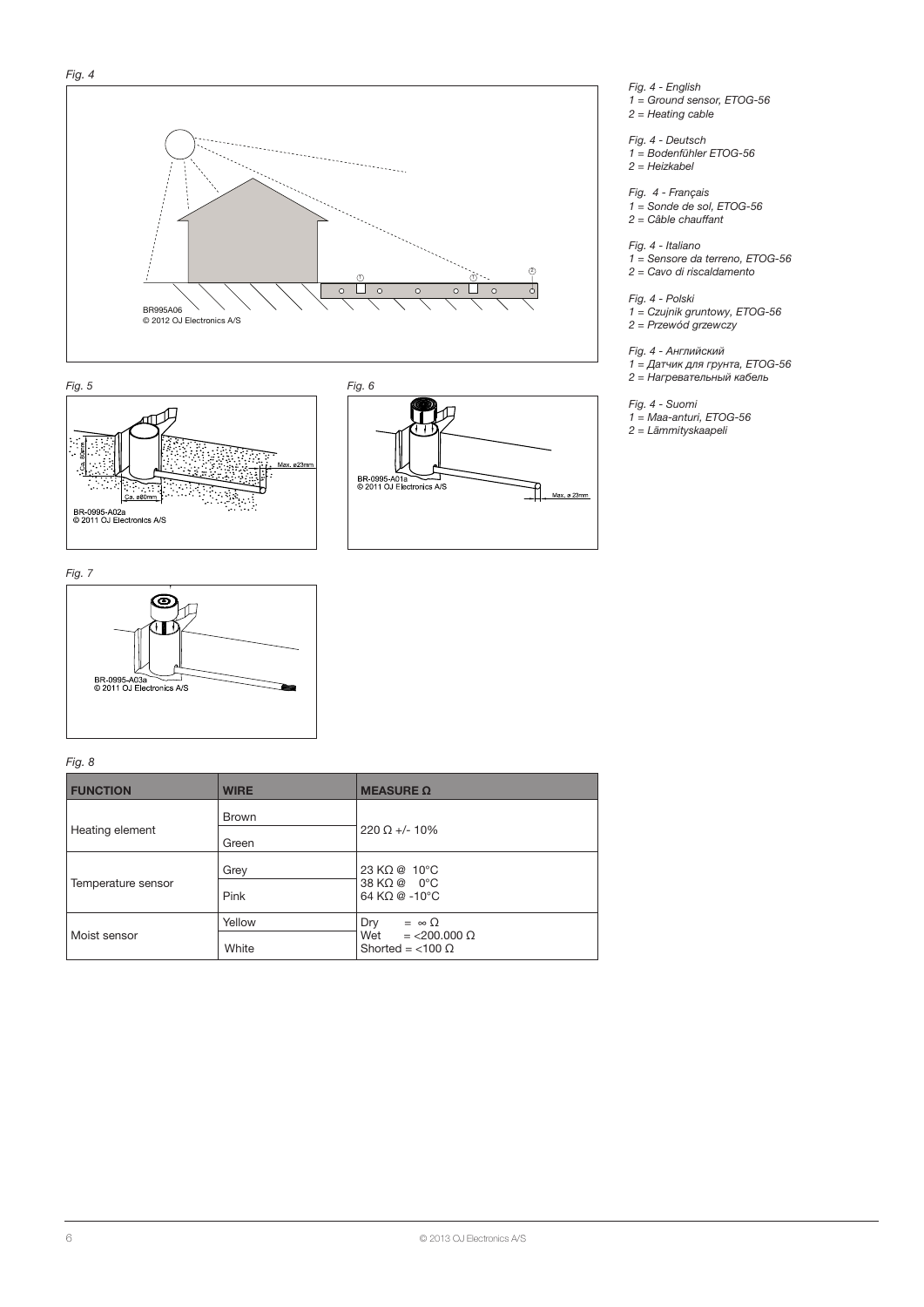*Fig. 4*

*Fig. 4 - English*
*1 = Ground sensor, ETOG-56*
*2 = Heating cable*

*Fig. 4 - Deutsch*
*1 = Bodenfühler ETOG-56*
*2 = Heizkabel*

*Fig. 4 - Français*
*1 = Sonde de sol, ETOG-56*
*2 = Câble chauffant*

*Fig. 4 - Italiano*
*1 = Sensore da terreno, ETOG-56*
*2 = Cavo di riscaldamento*

*Fig. 4 - Polski*
*1 = Czujnik gruntowy, ETOG-56*
*2 = Przewód grzewczy*

*Fig. 4 - Английский*
*1 = Датчик для грунта, ETOG-56*
*2 = Нагревательный кабель*

*Fig. 4 - Suomi*
*1 = Maa-anturi, ETOG-56*
*2 = Lämmityskaapeli*

*Fig. 5*

*Fig. 6*

*Fig. 7*

*Fig. 8*

| FUNCTION | WIRE | MEASURE Ω |
|---|---|---|
| Heating element | Brown | 220 Ω +/- 10% |
| | Green | |
| Temperature sensor | Grey | 23 KΩ @ 10°C<br>38 KΩ @ 0°C<br>64 KΩ @ -10°C |
| | Pink | |
| Moist sensor | Yellow | Dry = ∞ Ω<br>Wet = <200.000 Ω<br>Shorted = <100 Ω |
| | White | |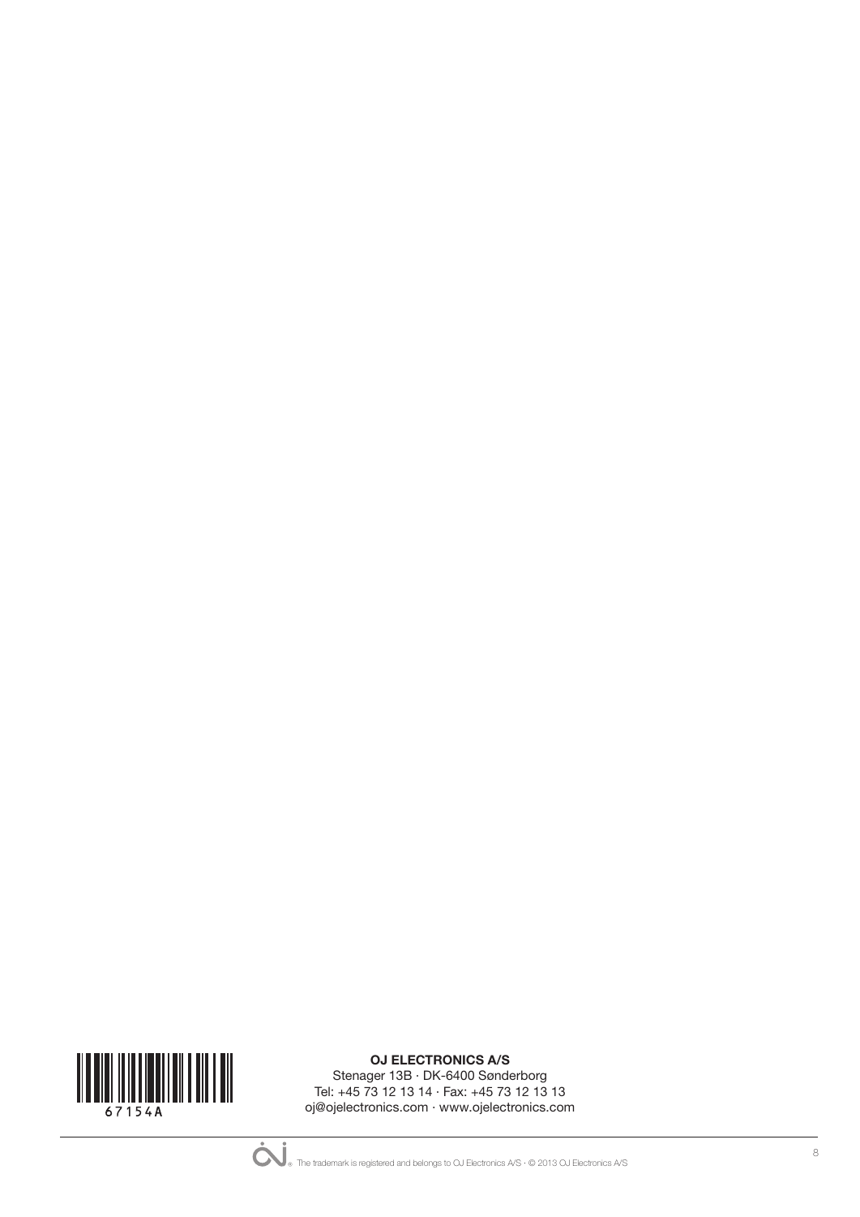67154A

**OJ ELECTRONICS A/S**
Stenager 13B · DK-6400 Sønderborg
Tel: +45 73 12 13 14 · Fax: +45 73 12 13 13
oj@ojelectronics.com · www.ojelectronics.com

® The trademark is registered and belongs to OJ Electronics A/S · © 2013 OJ Electronics A/S